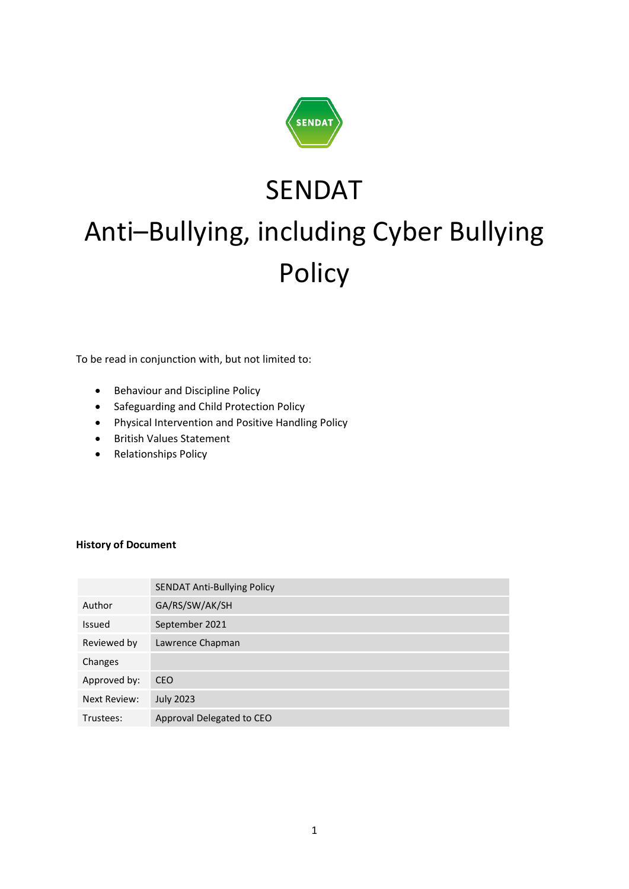SENDAT

# SENDAT

# Anti–Bullying, including Cyber Bullying Policy

To be read in conjunction with, but not limited to:

- Behaviour and Discipline Policy
- Safeguarding and Child Protection Policy
- Physical Intervention and Positive Handling Policy
- British Values Statement
- Relationships Policy

**History of Document**

| | SENDAT Anti-Bullying Policy |
|---|---|
| Author | GA/RS/SW/AK/SH |
| Issued | September 2021 |
| Reviewed by | Lawrence Chapman |
| Changes | |
| Approved by: | CEO |
| Next Review: | July 2023 |
| Trustees: | Approval Delegated to CEO |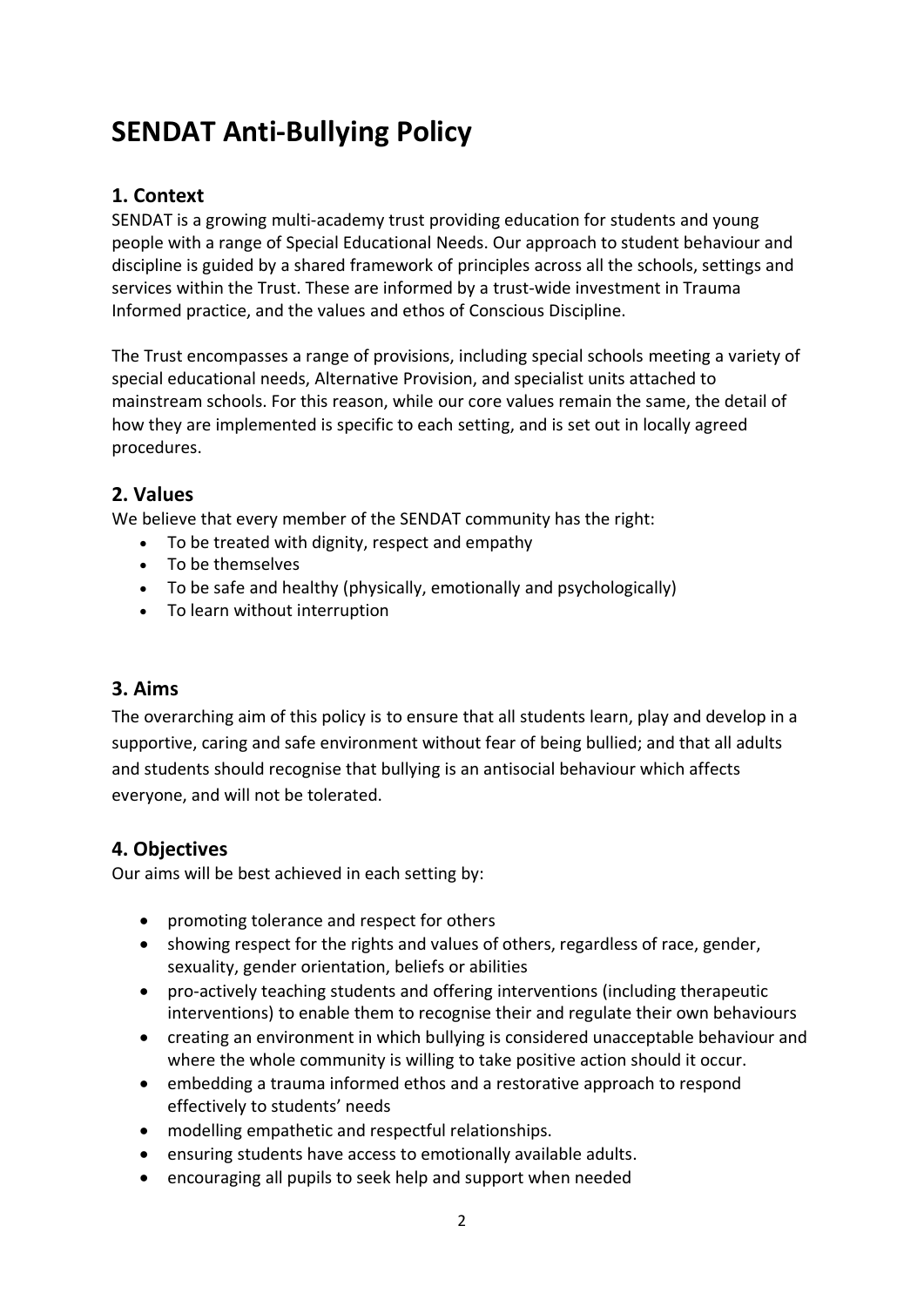# SENDAT Anti-Bullying Policy

## 1. Context

SENDAT is a growing multi-academy trust providing education for students and young people with a range of Special Educational Needs. Our approach to student behaviour and discipline is guided by a shared framework of principles across all the schools, settings and services within the Trust. These are informed by a trust-wide investment in Trauma Informed practice, and the values and ethos of Conscious Discipline.

The Trust encompasses a range of provisions, including special schools meeting a variety of special educational needs, Alternative Provision, and specialist units attached to mainstream schools. For this reason, while our core values remain the same, the detail of how they are implemented is specific to each setting, and is set out in locally agreed procedures.

## 2. Values

We believe that every member of the SENDAT community has the right:

- To be treated with dignity, respect and empathy
- To be themselves
- To be safe and healthy (physically, emotionally and psychologically)
- To learn without interruption

## 3. Aims

The overarching aim of this policy is to ensure that all students learn, play and develop in a supportive, caring and safe environment without fear of being bullied; and that all adults and students should recognise that bullying is an antisocial behaviour which affects everyone, and will not be tolerated.

## 4. Objectives

Our aims will be best achieved in each setting by:

- promoting tolerance and respect for others
- showing respect for the rights and values of others, regardless of race, gender, sexuality, gender orientation, beliefs or abilities
- pro-actively teaching students and offering interventions (including therapeutic interventions) to enable them to recognise their and regulate their own behaviours
- creating an environment in which bullying is considered unacceptable behaviour and where the whole community is willing to take positive action should it occur.
- embedding a trauma informed ethos and a restorative approach to respond effectively to students' needs
- modelling empathetic and respectful relationships.
- ensuring students have access to emotionally available adults.
- encouraging all pupils to seek help and support when needed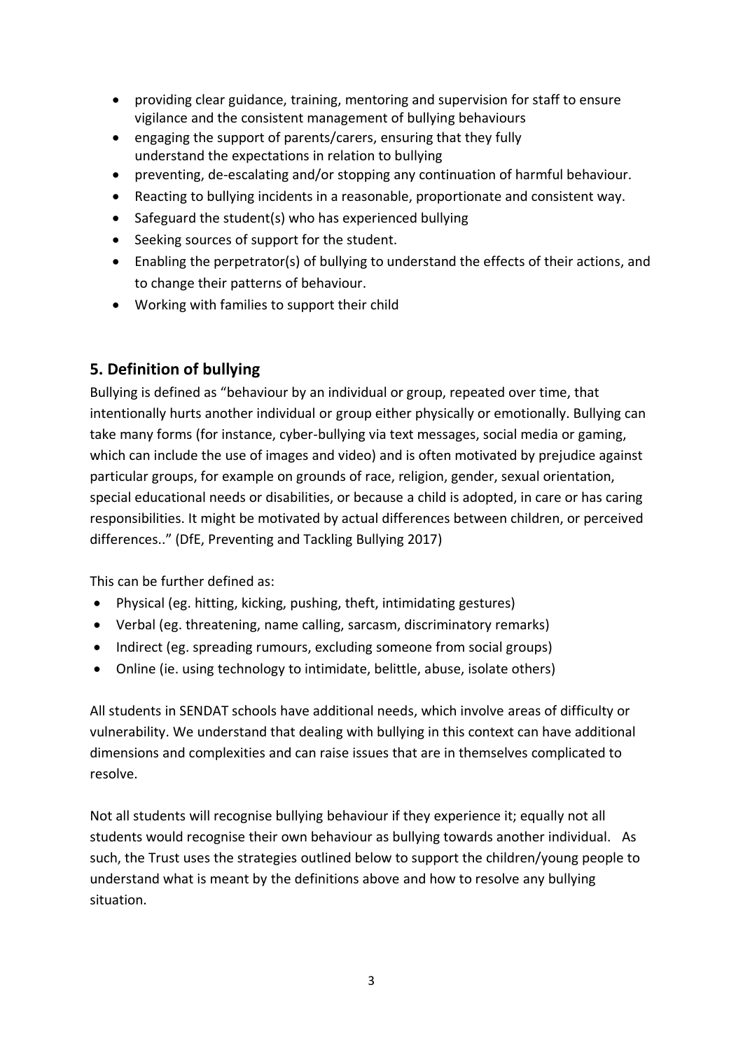- providing clear guidance, training, mentoring and supervision for staff to ensure vigilance and the consistent management of bullying behaviours
- engaging the support of parents/carers, ensuring that they fully understand the expectations in relation to bullying
- preventing, de-escalating and/or stopping any continuation of harmful behaviour.
- Reacting to bullying incidents in a reasonable, proportionate and consistent way.
- Safeguard the student(s) who has experienced bullying
- Seeking sources of support for the student.
- Enabling the perpetrator(s) of bullying to understand the effects of their actions, and to change their patterns of behaviour.
- Working with families to support their child

## 5. Definition of bullying

Bullying is defined as "behaviour by an individual or group, repeated over time, that intentionally hurts another individual or group either physically or emotionally. Bullying can take many forms (for instance, cyber-bullying via text messages, social media or gaming, which can include the use of images and video) and is often motivated by prejudice against particular groups, for example on grounds of race, religion, gender, sexual orientation, special educational needs or disabilities, or because a child is adopted, in care or has caring responsibilities. It might be motivated by actual differences between children, or perceived differences.." (DfE, Preventing and Tackling Bullying 2017)

This can be further defined as:

- Physical (eg. hitting, kicking, pushing, theft, intimidating gestures)
- Verbal (eg. threatening, name calling, sarcasm, discriminatory remarks)
- Indirect (eg. spreading rumours, excluding someone from social groups)
- Online (ie. using technology to intimidate, belittle, abuse, isolate others)

All students in SENDAT schools have additional needs, which involve areas of difficulty or vulnerability. We understand that dealing with bullying in this context can have additional dimensions and complexities and can raise issues that are in themselves complicated to resolve.

Not all students will recognise bullying behaviour if they experience it; equally not all students would recognise their own behaviour as bullying towards another individual. As such, the Trust uses the strategies outlined below to support the children/young people to understand what is meant by the definitions above and how to resolve any bullying situation.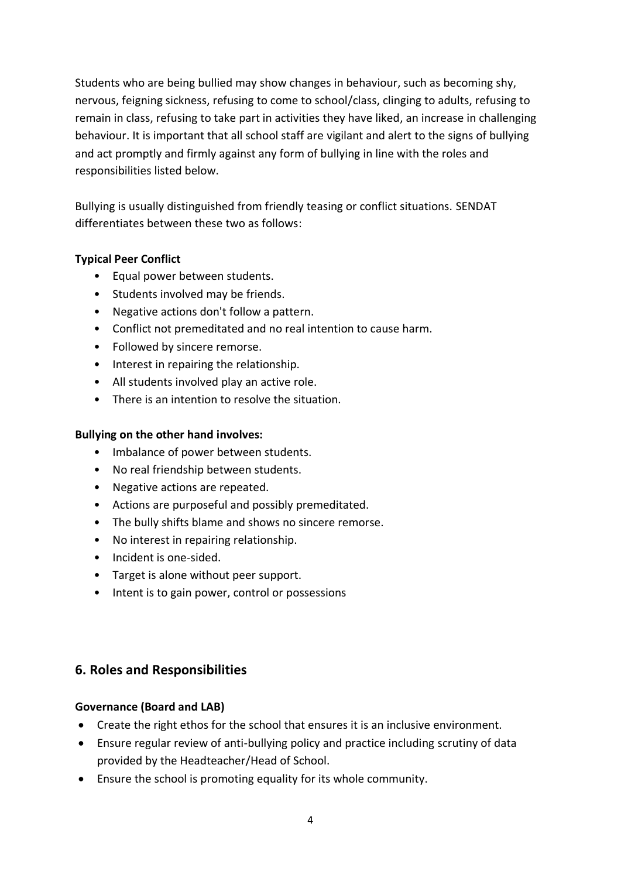Students who are being bullied may show changes in behaviour, such as becoming shy, nervous, feigning sickness, refusing to come to school/class, clinging to adults, refusing to remain in class, refusing to take part in activities they have liked, an increase in challenging behaviour. It is important that all school staff are vigilant and alert to the signs of bullying and act promptly and firmly against any form of bullying in line with the roles and responsibilities listed below.

Bullying is usually distinguished from friendly teasing or conflict situations. SENDAT differentiates between these two as follows:

**Typical Peer Conflict**

- Equal power between students.
- Students involved may be friends.
- Negative actions don't follow a pattern.
- Conflict not premeditated and no real intention to cause harm.
- Followed by sincere remorse.
- Interest in repairing the relationship.
- All students involved play an active role.
- There is an intention to resolve the situation.

**Bullying on the other hand involves:**

- Imbalance of power between students.
- No real friendship between students.
- Negative actions are repeated.
- Actions are purposeful and possibly premeditated.
- The bully shifts blame and shows no sincere remorse.
- No interest in repairing relationship.
- Incident is one-sided.
- Target is alone without peer support.
- Intent is to gain power, control or possessions

## 6. Roles and Responsibilities

**Governance (Board and LAB)**

- Create the right ethos for the school that ensures it is an inclusive environment.
- Ensure regular review of anti-bullying policy and practice including scrutiny of data provided by the Headteacher/Head of School.
- Ensure the school is promoting equality for its whole community.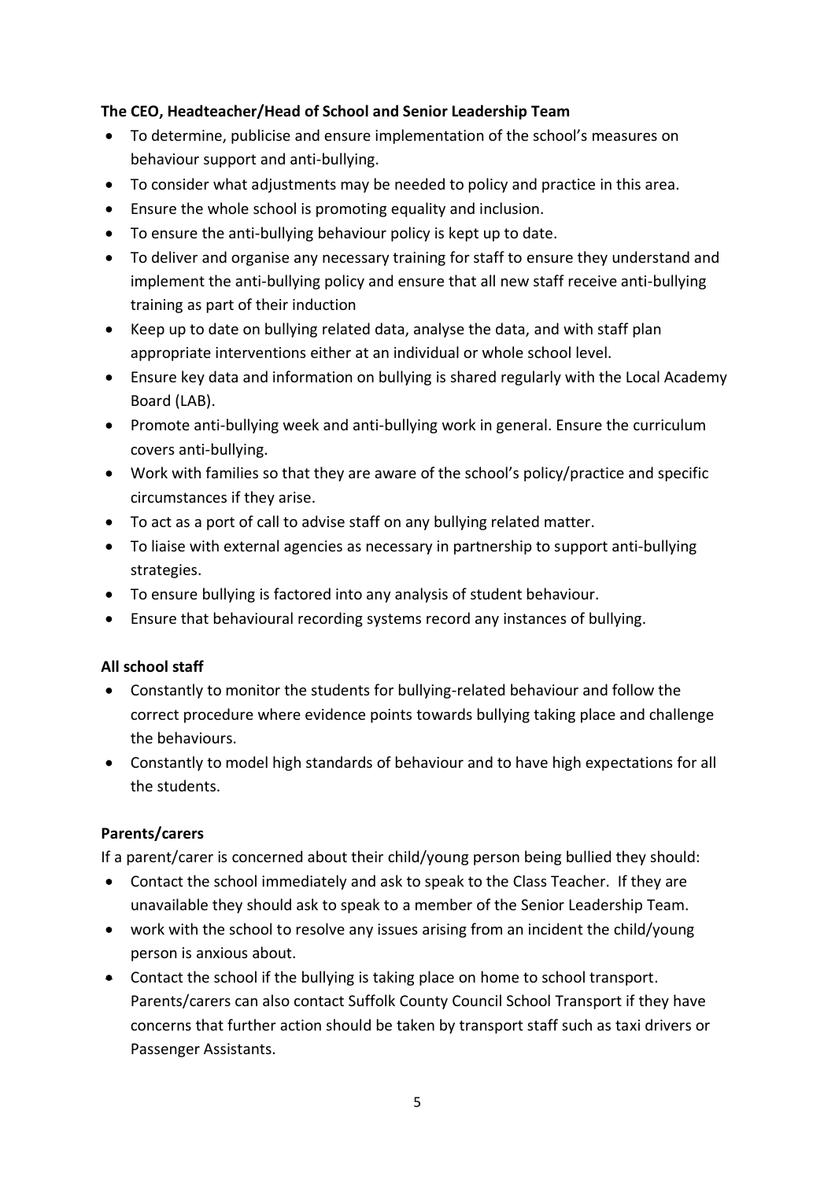**The CEO, Headteacher/Head of School and Senior Leadership Team**

- To determine, publicise and ensure implementation of the school's measures on behaviour support and anti-bullying.
- To consider what adjustments may be needed to policy and practice in this area.
- Ensure the whole school is promoting equality and inclusion.
- To ensure the anti-bullying behaviour policy is kept up to date.
- To deliver and organise any necessary training for staff to ensure they understand and implement the anti-bullying policy and ensure that all new staff receive anti-bullying training as part of their induction
- Keep up to date on bullying related data, analyse the data, and with staff plan appropriate interventions either at an individual or whole school level.
- Ensure key data and information on bullying is shared regularly with the Local Academy Board (LAB).
- Promote anti-bullying week and anti-bullying work in general. Ensure the curriculum covers anti-bullying.
- Work with families so that they are aware of the school's policy/practice and specific circumstances if they arise.
- To act as a port of call to advise staff on any bullying related matter.
- To liaise with external agencies as necessary in partnership to support anti-bullying strategies.
- To ensure bullying is factored into any analysis of student behaviour.
- Ensure that behavioural recording systems record any instances of bullying.

**All school staff**

- Constantly to monitor the students for bullying-related behaviour and follow the correct procedure where evidence points towards bullying taking place and challenge the behaviours.
- Constantly to model high standards of behaviour and to have high expectations for all the students.

**Parents/carers**

If a parent/carer is concerned about their child/young person being bullied they should:

- Contact the school immediately and ask to speak to the Class Teacher. If they are unavailable they should ask to speak to a member of the Senior Leadership Team.
- work with the school to resolve any issues arising from an incident the child/young person is anxious about.
- Contact the school if the bullying is taking place on home to school transport. Parents/carers can also contact Suffolk County Council School Transport if they have concerns that further action should be taken by transport staff such as taxi drivers or Passenger Assistants.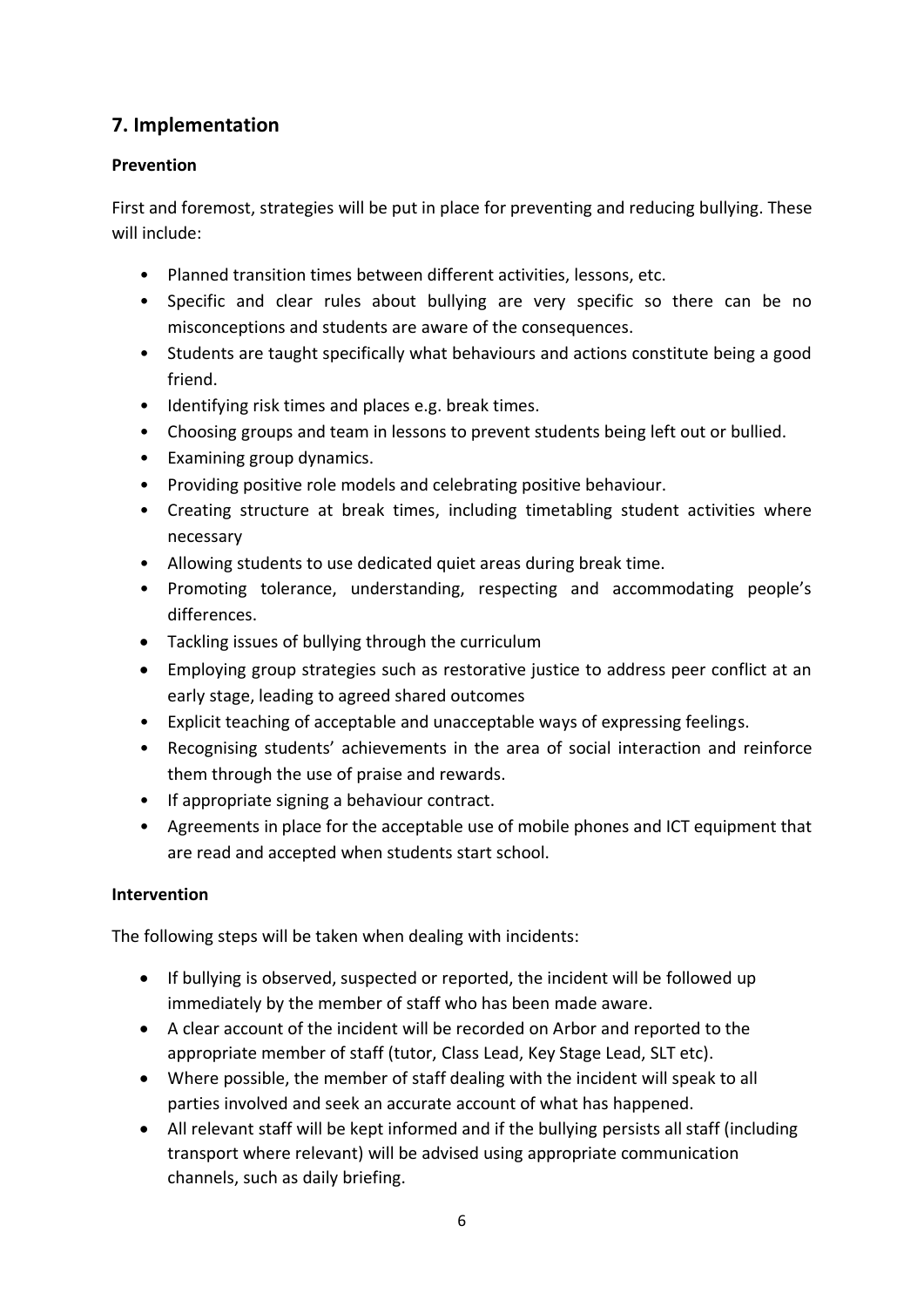## 7. Implementation

**Prevention**

First and foremost, strategies will be put in place for preventing and reducing bullying. These will include:

- Planned transition times between different activities, lessons, etc.
- Specific and clear rules about bullying are very specific so there can be no misconceptions and students are aware of the consequences.
- Students are taught specifically what behaviours and actions constitute being a good friend.
- Identifying risk times and places e.g. break times.
- Choosing groups and team in lessons to prevent students being left out or bullied.
- Examining group dynamics.
- Providing positive role models and celebrating positive behaviour.
- Creating structure at break times, including timetabling student activities where necessary
- Allowing students to use dedicated quiet areas during break time.
- Promoting tolerance, understanding, respecting and accommodating people's differences.
- Tackling issues of bullying through the curriculum
- Employing group strategies such as restorative justice to address peer conflict at an early stage, leading to agreed shared outcomes
- Explicit teaching of acceptable and unacceptable ways of expressing feelings.
- Recognising students' achievements in the area of social interaction and reinforce them through the use of praise and rewards.
- If appropriate signing a behaviour contract.
- Agreements in place for the acceptable use of mobile phones and ICT equipment that are read and accepted when students start school.

**Intervention**

The following steps will be taken when dealing with incidents:

- If bullying is observed, suspected or reported, the incident will be followed up immediately by the member of staff who has been made aware.
- A clear account of the incident will be recorded on Arbor and reported to the appropriate member of staff (tutor, Class Lead, Key Stage Lead, SLT etc).
- Where possible, the member of staff dealing with the incident will speak to all parties involved and seek an accurate account of what has happened.
- All relevant staff will be kept informed and if the bullying persists all staff (including transport where relevant) will be advised using appropriate communication channels, such as daily briefing.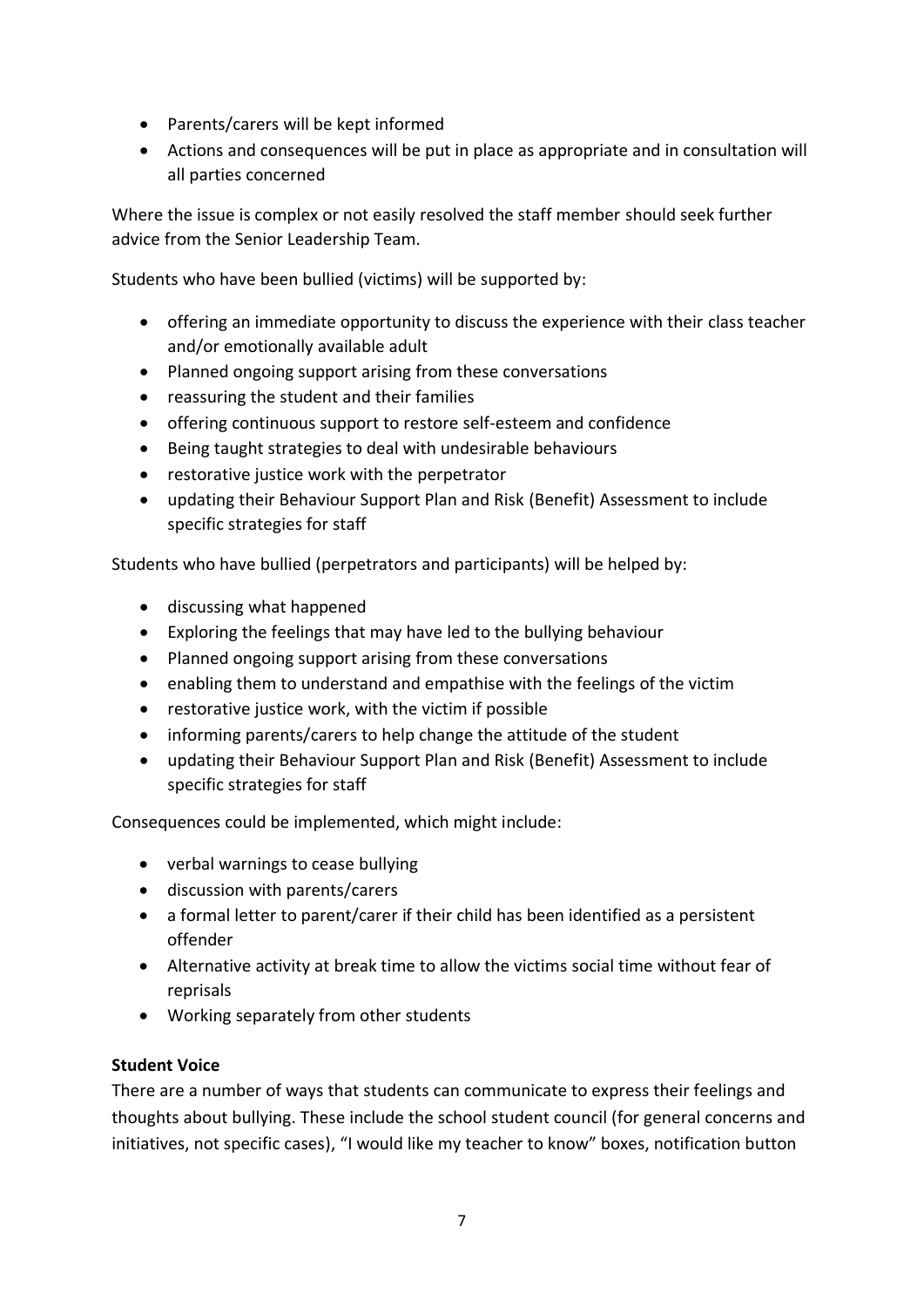- Parents/carers will be kept informed
- Actions and consequences will be put in place as appropriate and in consultation will all parties concerned

Where the issue is complex or not easily resolved the staff member should seek further advice from the Senior Leadership Team.

Students who have been bullied (victims) will be supported by:

- offering an immediate opportunity to discuss the experience with their class teacher and/or emotionally available adult
- Planned ongoing support arising from these conversations
- reassuring the student and their families
- offering continuous support to restore self-esteem and confidence
- Being taught strategies to deal with undesirable behaviours
- restorative justice work with the perpetrator
- updating their Behaviour Support Plan and Risk (Benefit) Assessment to include specific strategies for staff

Students who have bullied (perpetrators and participants) will be helped by:

- discussing what happened
- Exploring the feelings that may have led to the bullying behaviour
- Planned ongoing support arising from these conversations
- enabling them to understand and empathise with the feelings of the victim
- restorative justice work, with the victim if possible
- informing parents/carers to help change the attitude of the student
- updating their Behaviour Support Plan and Risk (Benefit) Assessment to include specific strategies for staff

Consequences could be implemented, which might include:

- verbal warnings to cease bullying
- discussion with parents/carers
- a formal letter to parent/carer if their child has been identified as a persistent offender
- Alternative activity at break time to allow the victims social time without fear of reprisals
- Working separately from other students

**Student Voice**

There are a number of ways that students can communicate to express their feelings and thoughts about bullying. These include the school student council (for general concerns and initiatives, not specific cases), "I would like my teacher to know" boxes, notification button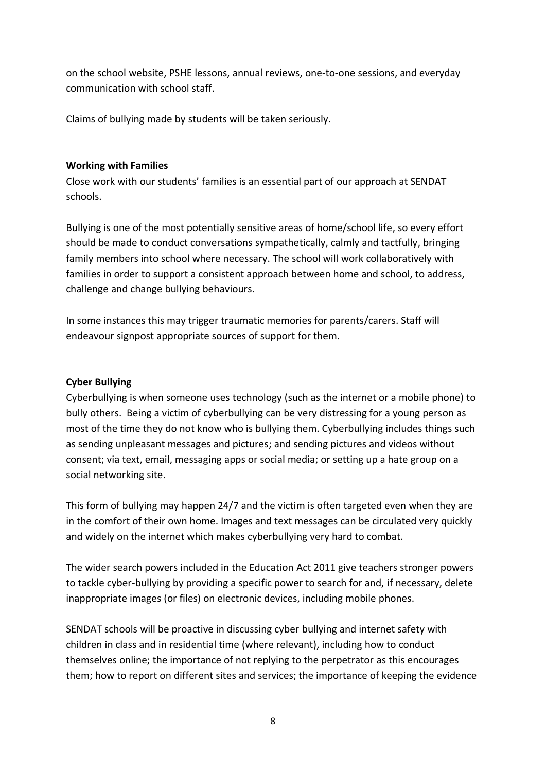on the school website, PSHE lessons, annual reviews, one-to-one sessions, and everyday communication with school staff.

Claims of bullying made by students will be taken seriously.

**Working with Families**

Close work with our students' families is an essential part of our approach at SENDAT schools.

Bullying is one of the most potentially sensitive areas of home/school life, so every effort should be made to conduct conversations sympathetically, calmly and tactfully, bringing family members into school where necessary. The school will work collaboratively with families in order to support a consistent approach between home and school, to address, challenge and change bullying behaviours.

In some instances this may trigger traumatic memories for parents/carers. Staff will endeavour signpost appropriate sources of support for them.

**Cyber Bullying**

Cyberbullying is when someone uses technology (such as the internet or a mobile phone) to bully others. Being a victim of cyberbullying can be very distressing for a young person as most of the time they do not know who is bullying them. Cyberbullying includes things such as sending unpleasant messages and pictures; and sending pictures and videos without consent; via text, email, messaging apps or social media; or setting up a hate group on a social networking site.

This form of bullying may happen 24/7 and the victim is often targeted even when they are in the comfort of their own home. Images and text messages can be circulated very quickly and widely on the internet which makes cyberbullying very hard to combat.

The wider search powers included in the Education Act 2011 give teachers stronger powers to tackle cyber-bullying by providing a specific power to search for and, if necessary, delete inappropriate images (or files) on electronic devices, including mobile phones.

SENDAT schools will be proactive in discussing cyber bullying and internet safety with children in class and in residential time (where relevant), including how to conduct themselves online; the importance of not replying to the perpetrator as this encourages them; how to report on different sites and services; the importance of keeping the evidence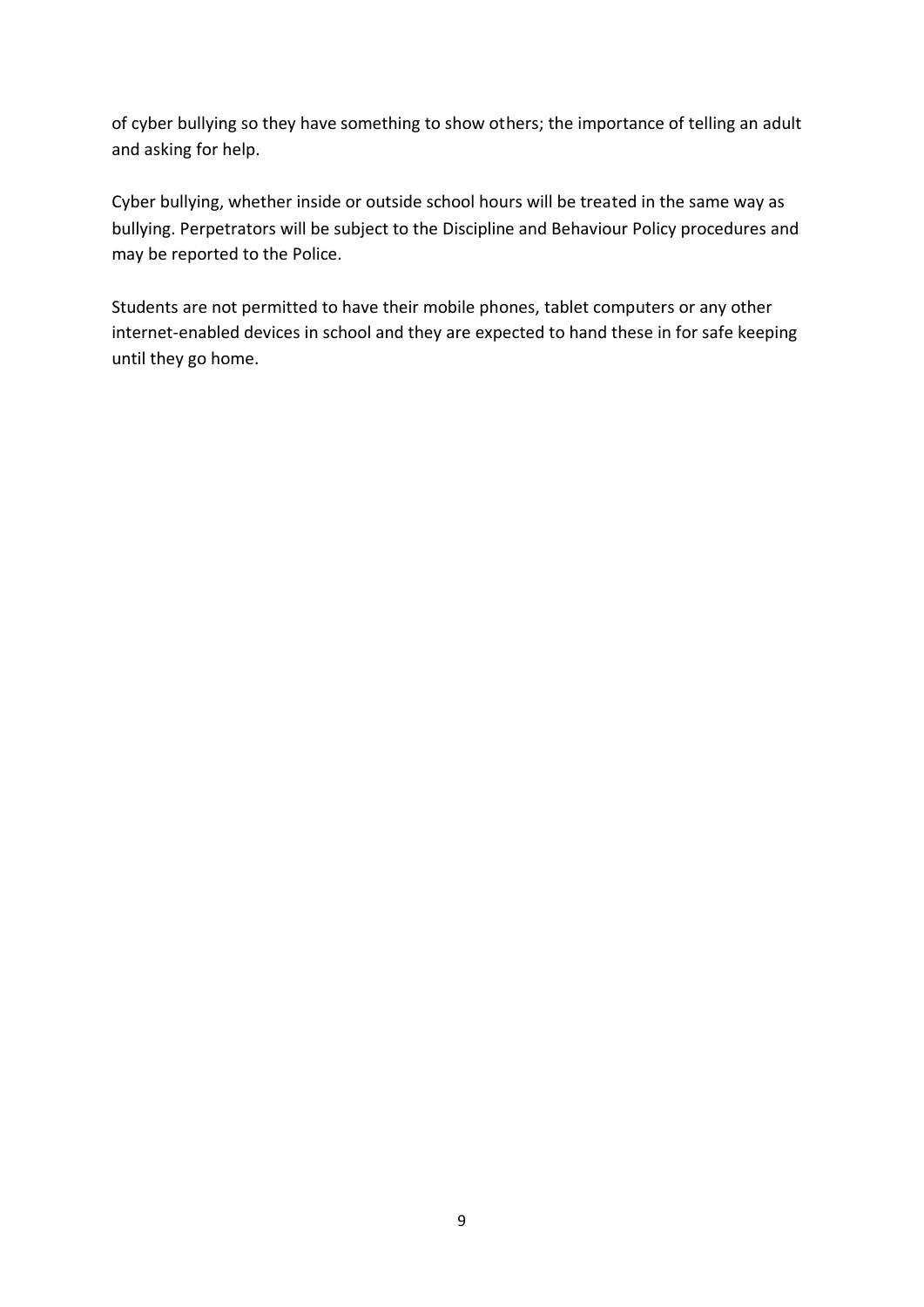of cyber bullying so they have something to show others; the importance of telling an adult and asking for help.

Cyber bullying, whether inside or outside school hours will be treated in the same way as bullying. Perpetrators will be subject to the Discipline and Behaviour Policy procedures and may be reported to the Police.

Students are not permitted to have their mobile phones, tablet computers or any other internet-enabled devices in school and they are expected to hand these in for safe keeping until they go home.